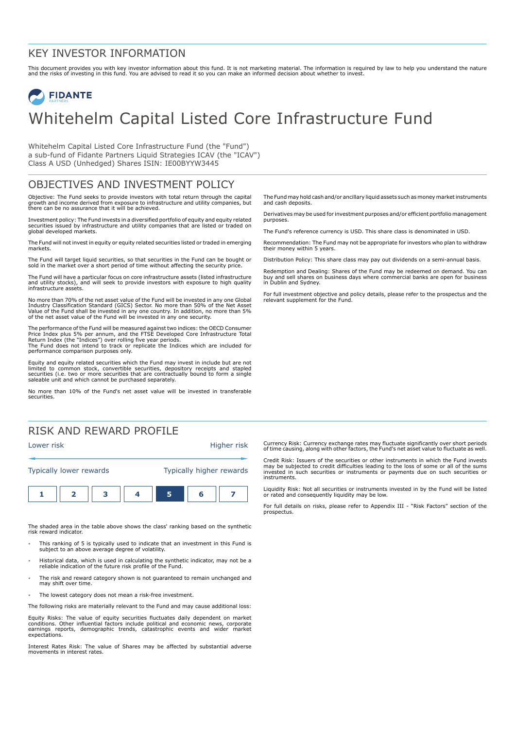# KEY INVESTOR INFORMATION

This document provides you with key investor information about this fund. It is not marketing material. The information is required by law to help you understand the nature and the risks of investing in this fund. You are advised to read it so you can make an informed decision about whether to invest.

FIDANTE PARTNERS

# Whitehelm Capital Listed Core Infrastructure Fund

Whitehelm Capital Listed Core Infrastructure Fund (the "Fund")
a sub-fund of Fidante Partners Liquid Strategies ICAV (the "ICAV")
Class A USD (Unhedged) Shares ISIN: IE00BYYW3445

## OBJECTIVES AND INVESTMENT POLICY

Objective: The Fund seeks to provide investors with total return through the capital growth and income derived from exposure to infrastructure and utility companies, but there can be no assurance that it will be achieved.

Investment policy: The Fund invests in a diversified portfolio of equity and equity related securities issued by infrastructure and utility companies that are listed or traded on global developed markets.

The Fund will not invest in equity or equity related securities listed or traded in emerging markets.

The Fund will target liquid securities, so that securities in the Fund can be bought or sold in the market over a short period of time without affecting the security price.

The Fund will have a particular focus on core infrastructure assets (listed infrastructure and utility stocks), and will seek to provide investors with exposure to high quality infrastructure assets.

No more than 70% of the net asset value of the Fund will be invested in any one Global Industry Classification Standard (GICS) Sector. No more than 50% of the Net Asset Value of the Fund shall be invested in any one country. In addition, no more than 5% of the net asset value of the Fund will be invested in any one security.

The performance of the Fund will be measured against two indices: the OECD Consumer Price Index plus 5% per annum, and the FTSE Developed Core Infrastructure Total Return Index (the "Indices") over rolling five year periods.
The Fund does not intend to track or replicate the Indices which are included for performance comparison purposes only.

Equity and equity related securities which the Fund may invest in include but are not limited to common stock, convertible securities, depository receipts and stapled securities (i.e. two or more securities that are contractually bound to form a single saleable unit and which cannot be purchased separately.

No more than 10% of the Fund's net asset value will be invested in transferable securities.

The Fund may hold cash and/or ancillary liquid assets such as money market instruments and cash deposits.

Derivatives may be used for investment purposes and/or efficient portfolio management purposes.

The Fund's reference currency is USD. This share class is denominated in USD.

Recommendation: The Fund may not be appropriate for investors who plan to withdraw their money within 5 years.

Distribution Policy: This share class may pay out dividends on a semi-annual basis.

Redemption and Dealing: Shares of the Fund may be redeemed on demand. You can buy and sell shares on business days where commercial banks are open for business in Dublin and Sydney.

For full investment objective and policy details, please refer to the prospectus and the relevant supplement for the Fund.

## RISK AND REWARD PROFILE

Lower risk — Higher risk

Typically lower rewards — Typically higher rewards

| 1 | 2 | 3 | 4 | **5** | 6 | 7 |
|---|---|---|---|---|---|---|

The shaded area in the table above shows the class' ranking based on the synthetic risk reward indicator.

- This ranking of 5 is typically used to indicate that an investment in this Fund is subject to an above average degree of volatility.
- Historical data, which is used in calculating the synthetic indicator, may not be a reliable indication of the future risk profile of the Fund.
- The risk and reward category shown is not guaranteed to remain unchanged and may shift over time.
- The lowest category does not mean a risk-free investment.

The following risks are materially relevant to the Fund and may cause additional loss:

Equity Risks: The value of equity securities fluctuates daily dependent on market conditions. Other influential factors include political and economic news, corporate earnings reports, demographic trends, catastrophic events and wider market expectations.

Interest Rates Risk: The value of Shares may be affected by substantial adverse movements in interest rates.

Currency Risk: Currency exchange rates may fluctuate significantly over short periods of time causing, along with other factors, the Fund's net asset value to fluctuate as well.

Credit Risk: Issuers of the securities or other instruments in which the Fund invests may be subjected to credit difficulties leading to the loss of some or all of the sums invested in such securities or instruments or payments due on such securities or instruments.

Liquidity Risk: Not all securities or instruments invested in by the Fund will be listed or rated and consequently liquidity may be low.

For full details on risks, please refer to Appendix III - "Risk Factors" section of the prospectus.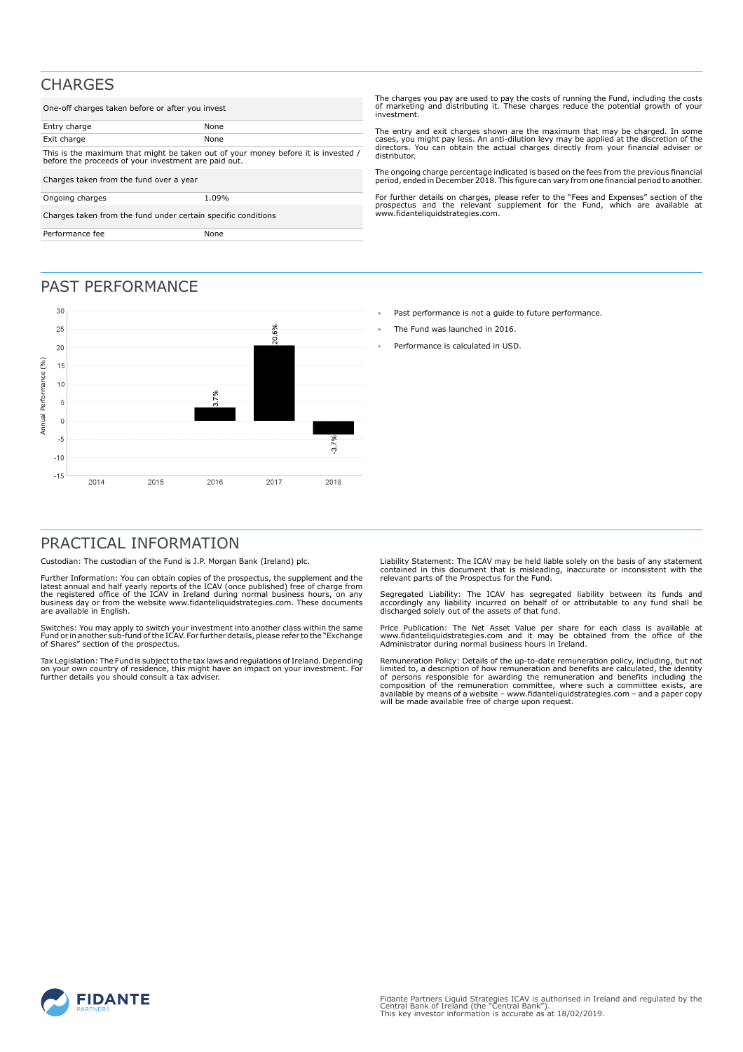## CHARGES

| One-off charges taken before or after you invest | |
|---|---|
| Entry charge | None |
| Exit charge | None |
| This is the maximum that might be taken out of your money before it is invested / before the proceeds of your investment are paid out. | |
| **Charges taken from the fund over a year** | |
| Ongoing charges | 1.09% |
| **Charges taken from the fund under certain specific conditions** | |
| Performance fee | None |

The charges you pay are used to pay the costs of running the Fund, including the costs of marketing and distributing it. These charges reduce the potential growth of your investment.

The entry and exit charges shown are the maximum that may be charged. In some cases, you might pay less. An anti-dilution levy may be applied at the discretion of the directors. You can obtain the actual charges directly from your financial adviser or distributor.

The ongoing charge percentage indicated is based on the fees from the previous financial period, ended in December 2018. This figure can vary from one financial period to another.

For further details on charges, please refer to the "Fees and Expenses" section of the prospectus and the relevant supplement for the Fund, which are available at www.fidanteliquidstrategies.com.

## PAST PERFORMANCE

Annual Performance (%)

30
25
20
15
10
5
0
-5
-10
-15

3.7%
20.6%
-3.7%

2014
2015
2016
2017
2018

- Past performance is not a guide to future performance.
- The Fund was launched in 2016.
- Performance is calculated in USD.

## PRACTICAL INFORMATION

Custodian: The custodian of the Fund is J.P. Morgan Bank (Ireland) plc.

Further Information: You can obtain copies of the prospectus, the supplement and the latest annual and half yearly reports of the ICAV (once published) free of charge from the registered office of the ICAV in Ireland during normal business hours, on any business day or from the website www.fidanteliquidstrategies.com. These documents are available in English.

Switches: You may apply to switch your investment into another class within the same Fund or in another sub-fund of the ICAV. For further details, please refer to the "Exchange of Shares" section of the prospectus.

Tax Legislation: The Fund is subject to the tax laws and regulations of Ireland. Depending on your own country of residence, this might have an impact on your investment. For further details you should consult a tax adviser.

Liability Statement: The ICAV may be held liable solely on the basis of any statement contained in this document that is misleading, inaccurate or inconsistent with the relevant parts of the Prospectus for the Fund.

Segregated Liability: The ICAV has segregated liability between its funds and accordingly any liability incurred on behalf of or attributable to any fund shall be discharged solely out of the assets of that fund.

Price Publication: The Net Asset Value per share for each class is available at www.fidanteliquidstrategies.com and it may be obtained from the office of the Administrator during normal business hours in Ireland.

Remuneration Policy: Details of the up-to-date remuneration policy, including, but not limited to, a description of how remuneration and benefits are calculated, the identity of persons responsible for awarding the remuneration and benefits including the composition of the remuneration committee, where such a committee exists, are available by means of a website – www.fidanteliquidstrategies.com – and a paper copy will be made available free of charge upon request.

Fidante Partners Liquid Strategies ICAV is authorised in Ireland and regulated by the Central Bank of Ireland (the "Central Bank").
This key investor information is accurate as at 18/02/2019.